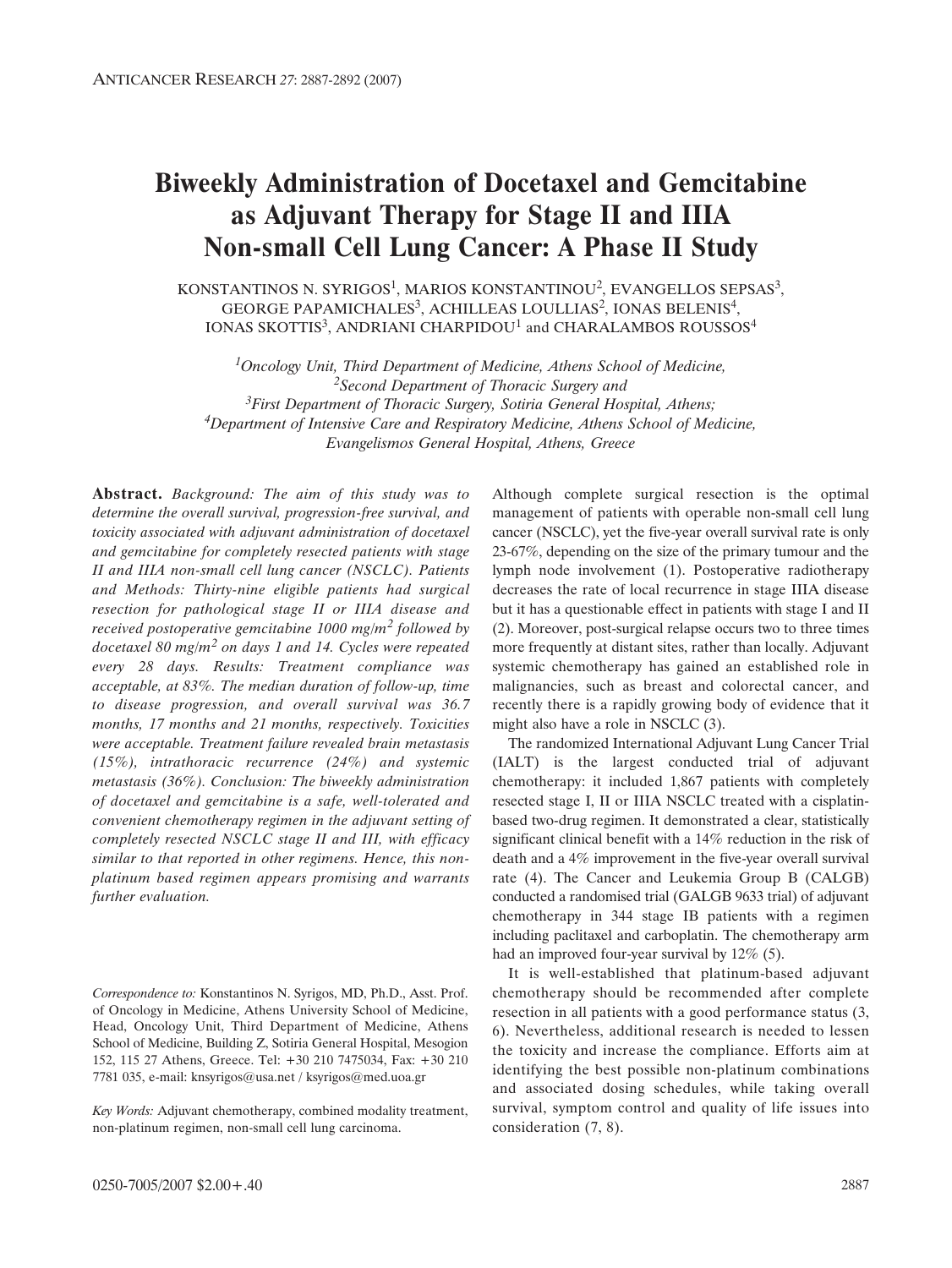# Biweekly Administration of Docetaxel and Gemcitabine as Adjuvant Therapy for Stage II and IIIA Non-small Cell Lung Cancer: A Phase II Study

KONSTANTINOS N. SYRIGOS[1], MARIOS KONSTANTINOU[2], EVANGELLOS SEPSAS[3], GEORGE PAPAMICHALES[3], ACHILLEAS LOULLIAS[2], IONAS BELENIS[4], IONAS SKOTTIS[3], ANDRIANI CHARPIDOU[1] and CHARALAMBOS ROUSSOS[4]

[1]*Oncology Unit, Third Department of Medicine, Athens School of Medicine,*
[2]*Second Department of Thoracic Surgery and*
[3]*First Department of Thoracic Surgery, Sotiria General Hospital, Athens;*
[4]*Department of Intensive Care and Respiratory Medicine, Athens School of Medicine, Evangelismos General Hospital, Athens, Greece*

**Abstract.** *Background: The aim of this study was to determine the overall survival, progression-free survival, and toxicity associated with adjuvant administration of docetaxel and gemcitabine for completely resected patients with stage II and IIIA non-small cell lung cancer (NSCLC). Patients and Methods: Thirty-nine eligible patients had surgical resection for pathological stage II or IIIA disease and received postoperative gemcitabine 1000 mg/m*$^2$ *followed by docetaxel 80 mg/m*$^2$ *on days 1 and 14. Cycles were repeated every 28 days. Results: Treatment compliance was acceptable, at 83%. The median duration of follow-up, time to disease progression, and overall survival was 36.7 months, 17 months and 21 months, respectively. Toxicities were acceptable. Treatment failure revealed brain metastasis (15%), intrathoracic recurrence (24%) and systemic metastasis (36%). Conclusion: The biweekly administration of docetaxel and gemcitabine is a safe, well-tolerated and convenient chemotherapy regimen in the adjuvant setting of completely resected NSCLC stage II and III, with efficacy similar to that reported in other regimens. Hence, this non-platinum based regimen appears promising and warrants further evaluation.*

*Correspondence to:* Konstantinos N. Syrigos, MD, Ph.D., Asst. Prof. of Oncology in Medicine, Athens University School of Medicine, Head, Oncology Unit, Third Department of Medicine, Athens School of Medicine, Building Z, Sotiria General Hospital, Mesogion 152, 115 27 Athens, Greece. Tel: +30 210 7475034, Fax: +30 210 7781 035, e-mail: knsyrigos@usa.net / ksyrigos@med.uoa.gr

*Key Words:* Adjuvant chemotherapy, combined modality treatment, non-platinum regimen, non-small cell lung carcinoma.

Although complete surgical resection is the optimal management of patients with operable non-small cell lung cancer (NSCLC), yet the five-year overall survival rate is only 23-67%, depending on the size of the primary tumour and the lymph node involvement (1). Postoperative radiotherapy decreases the rate of local recurrence in stage IIIA disease but it has a questionable effect in patients with stage I and II (2). Moreover, post-surgical relapse occurs two to three times more frequently at distant sites, rather than locally. Adjuvant systemic chemotherapy has gained an established role in malignancies, such as breast and colorectal cancer, and recently there is a rapidly growing body of evidence that it might also have a role in NSCLC (3).

The randomized International Adjuvant Lung Cancer Trial (IALT) is the largest conducted trial of adjuvant chemotherapy: it included 1,867 patients with completely resected stage I, II or IIIA NSCLC treated with a cisplatin-based two-drug regimen. It demonstrated a clear, statistically significant clinical benefit with a 14% reduction in the risk of death and a 4% improvement in the five-year overall survival rate (4). The Cancer and Leukemia Group B (CALGB) conducted a randomised trial (GALGB 9633 trial) of adjuvant chemotherapy in 344 stage IB patients with a regimen including paclitaxel and carboplatin. The chemotherapy arm had an improved four-year survival by 12% (5).

It is well-established that platinum-based adjuvant chemotherapy should be recommended after complete resection in all patients with a good performance status (3, 6). Nevertheless, additional research is needed to lessen the toxicity and increase the compliance. Efforts aim at identifying the best possible non-platinum combinations and associated dosing schedules, while taking overall survival, symptom control and quality of life issues into consideration (7, 8).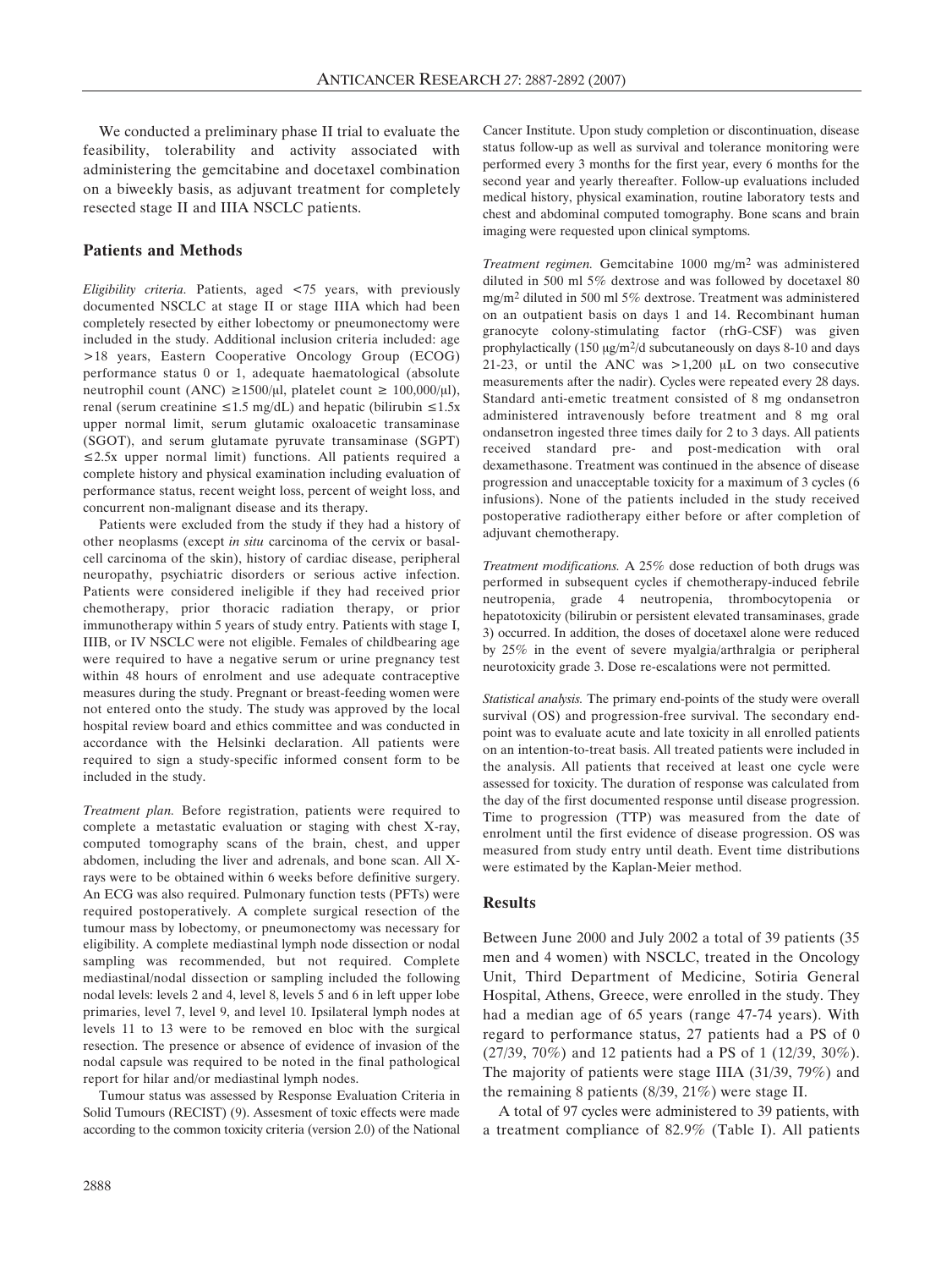We conducted a preliminary phase II trial to evaluate the feasibility, tolerability and activity associated with administering the gemcitabine and docetaxel combination on a biweekly basis, as adjuvant treatment for completely resected stage II and IIIA NSCLC patients.

## Patients and Methods

*Eligibility criteria.* Patients, aged <75 years, with previously documented NSCLC at stage II or stage IIIA which had been completely resected by either lobectomy or pneumonectomy were included in the study. Additional inclusion criteria included: age >18 years, Eastern Cooperative Oncology Group (ECOG) performance status 0 or 1, adequate haematological (absolute neutrophil count (ANC) ≥1500/μl, platelet count ≥ 100,000/μl), renal (serum creatinine ≤1.5 mg/dL) and hepatic (bilirubin ≤1.5x upper normal limit, serum glutamic oxaloacetic transaminase (SGOT), and serum glutamate pyruvate transaminase (SGPT) ≤2.5x upper normal limit) functions. All patients required a complete history and physical examination including evaluation of performance status, recent weight loss, percent of weight loss, and concurrent non-malignant disease and its therapy.

Patients were excluded from the study if they had a history of other neoplasms (except *in situ* carcinoma of the cervix or basal-cell carcinoma of the skin), history of cardiac disease, peripheral neuropathy, psychiatric disorders or serious active infection. Patients were considered ineligible if they had received prior chemotherapy, prior thoracic radiation therapy, or prior immunotherapy within 5 years of study entry. Patients with stage I, IIIB, or IV NSCLC were not eligible. Females of childbearing age were required to have a negative serum or urine pregnancy test within 48 hours of enrolment and use adequate contraceptive measures during the study. Pregnant or breast-feeding women were not entered onto the study. The study was approved by the local hospital review board and ethics committee and was conducted in accordance with the Helsinki declaration. All patients were required to sign a study-specific informed consent form to be included in the study.

*Treatment plan.* Before registration, patients were required to complete a metastatic evaluation or staging with chest X-ray, computed tomography scans of the brain, chest, and upper abdomen, including the liver and adrenals, and bone scan. All X-rays were to be obtained within 6 weeks before definitive surgery. An ECG was also required. Pulmonary function tests (PFTs) were required postoperatively. A complete surgical resection of the tumour mass by lobectomy, or pneumonectomy was necessary for eligibility. A complete mediastinal lymph node dissection or nodal sampling was recommended, but not required. Complete mediastinal/nodal dissection or sampling included the following nodal levels: levels 2 and 4, level 8, levels 5 and 6 in left upper lobe primaries, level 7, level 9, and level 10. Ipsilateral lymph nodes at levels 11 to 13 were to be removed en bloc with the surgical resection. The presence or absence of evidence of invasion of the nodal capsule was required to be noted in the final pathological report for hilar and/or mediastinal lymph nodes.

Tumour status was assessed by Response Evaluation Criteria in Solid Tumours (RECIST) (9). Assesment of toxic effects were made according to the common toxicity criteria (version 2.0) of the National Cancer Institute. Upon study completion or discontinuation, disease status follow-up as well as survival and tolerance monitoring were performed every 3 months for the first year, every 6 months for the second year and yearly thereafter. Follow-up evaluations included medical history, physical examination, routine laboratory tests and chest and abdominal computed tomography. Bone scans and brain imaging were requested upon clinical symptoms.

*Treatment regimen.* Gemcitabine 1000 mg/m$^2$ was administered diluted in 500 ml 5% dextrose and was followed by docetaxel 80 mg/m$^2$ diluted in 500 ml 5% dextrose. Treatment was administered on an outpatient basis on days 1 and 14. Recombinant human granocyte colony-stimulating factor (rhG-CSF) was given prophylactically (150 μg/m$^2$/d subcutaneously on days 8-10 and days 21-23, or until the ANC was >1,200 μL on two consecutive measurements after the nadir). Cycles were repeated every 28 days. Standard anti-emetic treatment consisted of 8 mg ondansetron administered intravenously before treatment and 8 mg oral ondansetron ingested three times daily for 2 to 3 days. All patients received standard pre- and post-medication with oral dexamethasone. Treatment was continued in the absence of disease progression and unacceptable toxicity for a maximum of 3 cycles (6 infusions). None of the patients included in the study received postoperative radiotherapy either before or after completion of adjuvant chemotherapy.

*Treatment modifications.* A 25% dose reduction of both drugs was performed in subsequent cycles if chemotherapy-induced febrile neutropenia, grade 4 neutropenia, thrombocytopenia or hepatotoxicity (bilirubin or persistent elevated transaminases, grade 3) occurred. In addition, the doses of docetaxel alone were reduced by 25% in the event of severe myalgia/arthralgia or peripheral neurotoxicity grade 3. Dose re-escalations were not permitted.

*Statistical analysis.* The primary end-points of the study were overall survival (OS) and progression-free survival. The secondary end-point was to evaluate acute and late toxicity in all enrolled patients on an intention-to-treat basis. All treated patients were included in the analysis. All patients that received at least one cycle were assessed for toxicity. The duration of response was calculated from the day of the first documented response until disease progression. Time to progression (TTP) was measured from the date of enrolment until the first evidence of disease progression. OS was measured from study entry until death. Event time distributions were estimated by the Kaplan-Meier method.

## Results

Between June 2000 and July 2002 a total of 39 patients (35 men and 4 women) with NSCLC, treated in the Oncology Unit, Third Department of Medicine, Sotiria General Hospital, Athens, Greece, were enrolled in the study. They had a median age of 65 years (range 47-74 years). With regard to performance status, 27 patients had a PS of 0 (27/39, 70%) and 12 patients had a PS of 1 (12/39, 30%). The majority of patients were stage IIIA (31/39, 79%) and the remaining 8 patients (8/39, 21%) were stage II.

A total of 97 cycles were administered to 39 patients, with a treatment compliance of 82.9% (Table I). All patients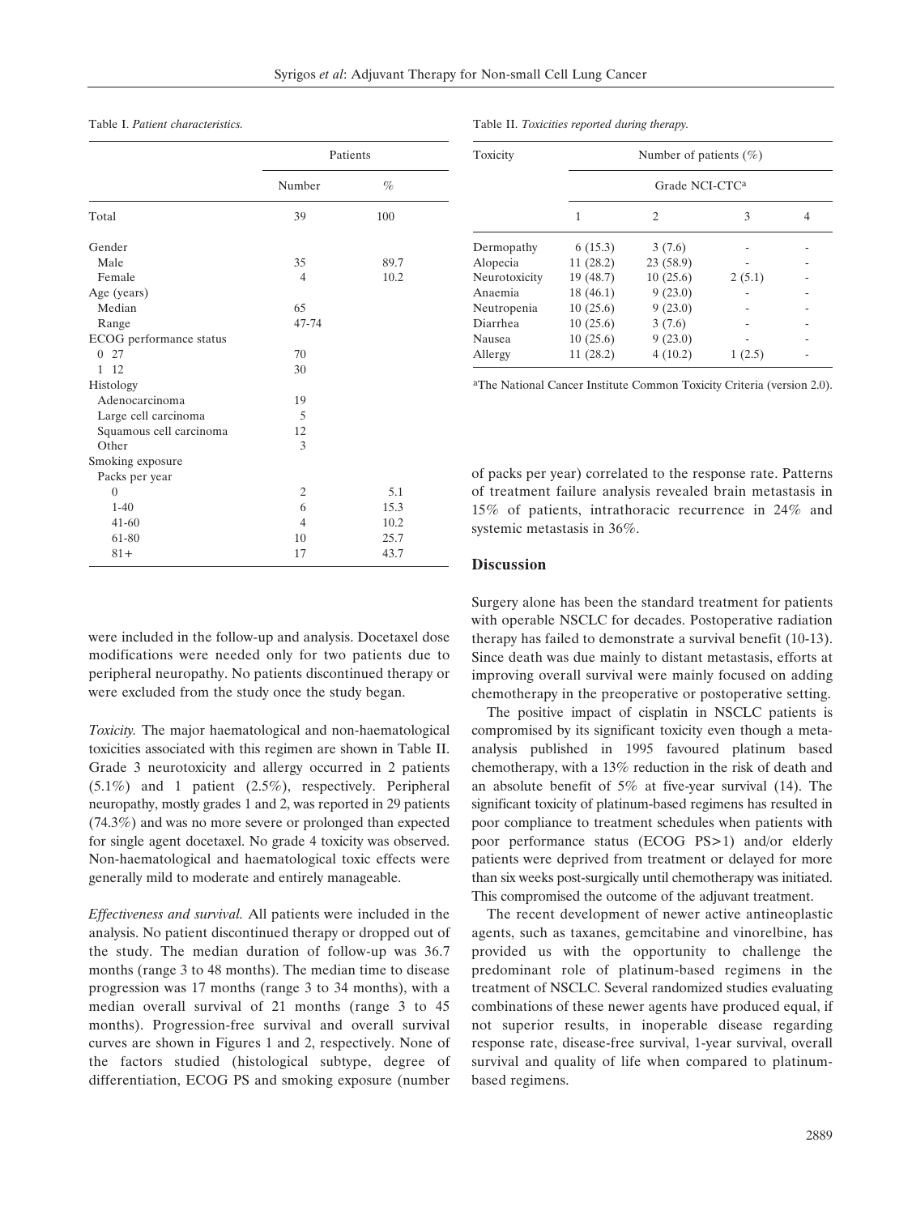Table I. *Patient characteristics.*

| | Patients | |
|---|---|---|
| | Number | % |
| Total | 39 | 100 |
| Gender | | |
| Male | 35 | 89.7 |
| Female | 4 | 10.2 |
| Age (years) | | |
| Median | 65 | |
| Range | 47-74 | |
| ECOG performance status | | |
| 0 27 | 70 | |
| 1 12 | 30 | |
| Histology | | |
| Adenocarcinoma | 19 | |
| Large cell carcinoma | 5 | |
| Squamous cell carcinoma | 12 | |
| Other | 3 | |
| Smoking exposure | | |
| Packs per year | | |
| 0 | 2 | 5.1 |
| 1-40 | 6 | 15.3 |
| 41-60 | 4 | 10.2 |
| 61-80 | 10 | 25.7 |
| 81+ | 17 | 43.7 |

Table II. *Toxicities reported during therapy.*

| Toxicity | Number of patients (%) | | | |
|---|---|---|---|---|
| | Grade NCI-CTC[a] | | | |
| | 1 | 2 | 3 | 4 |
| Dermopathy | 6 (15.3) | 3 (7.6) | - | - |
| Alopecia | 11 (28.2) | 23 (58.9) | - | - |
| Neurotoxicity | 19 (48.7) | 10 (25.6) | 2 (5.1) | - |
| Anaemia | 18 (46.1) | 9 (23.0) | - | - |
| Neutropenia | 10 (25.6) | 9 (23.0) | - | - |
| Diarrhea | 10 (25.6) | 3 (7.6) | - | - |
| Nausea | 10 (25.6) | 9 (23.0) | - | - |
| Allergy | 11 (28.2) | 4 (10.2) | 1 (2.5) | - |

[a]The National Cancer Institute Common Toxicity Criteria (version 2.0).

were included in the follow-up and analysis. Docetaxel dose modifications were needed only for two patients due to peripheral neuropathy. No patients discontinued therapy or were excluded from the study once the study began.

*Toxicity.* The major haematological and non-haematological toxicities associated with this regimen are shown in Table II. Grade 3 neurotoxicity and allergy occurred in 2 patients (5.1%) and 1 patient (2.5%), respectively. Peripheral neuropathy, mostly grades 1 and 2, was reported in 29 patients (74.3%) and was no more severe or prolonged than expected for single agent docetaxel. No grade 4 toxicity was observed. Non-haematological and haematological toxic effects were generally mild to moderate and entirely manageable.

*Effectiveness and survival.* All patients were included in the analysis. No patient discontinued therapy or dropped out of the study. The median duration of follow-up was 36.7 months (range 3 to 48 months). The median time to disease progression was 17 months (range 3 to 34 months), with a median overall survival of 21 months (range 3 to 45 months). Progression-free survival and overall survival curves are shown in Figures 1 and 2, respectively. None of the factors studied (histological subtype, degree of differentiation, ECOG PS and smoking exposure (number of packs per year) correlated to the response rate. Patterns of treatment failure analysis revealed brain metastasis in 15% of patients, intrathoracic recurrence in 24% and systemic metastasis in 36%.

## Discussion

Surgery alone has been the standard treatment for patients with operable NSCLC for decades. Postoperative radiation therapy has failed to demonstrate a survival benefit (10-13). Since death was due mainly to distant metastasis, efforts at improving overall survival were mainly focused on adding chemotherapy in the preoperative or postoperative setting.

The positive impact of cisplatin in NSCLC patients is compromised by its significant toxicity even though a meta-analysis published in 1995 favoured platinum based chemotherapy, with a 13% reduction in the risk of death and an absolute benefit of 5% at five-year survival (14). The significant toxicity of platinum-based regimens has resulted in poor compliance to treatment schedules when patients with poor performance status (ECOG PS>1) and/or elderly patients were deprived from treatment or delayed for more than six weeks post-surgically until chemotherapy was initiated. This compromised the outcome of the adjuvant treatment.

The recent development of newer active antineoplastic agents, such as taxanes, gemcitabine and vinorelbine, has provided us with the opportunity to challenge the predominant role of platinum-based regimens in the treatment of NSCLC. Several randomized studies evaluating combinations of these newer agents have produced equal, if not superior results, in inoperable disease regarding response rate, disease-free survival, 1-year survival, overall survival and quality of life when compared to platinum-based regimens.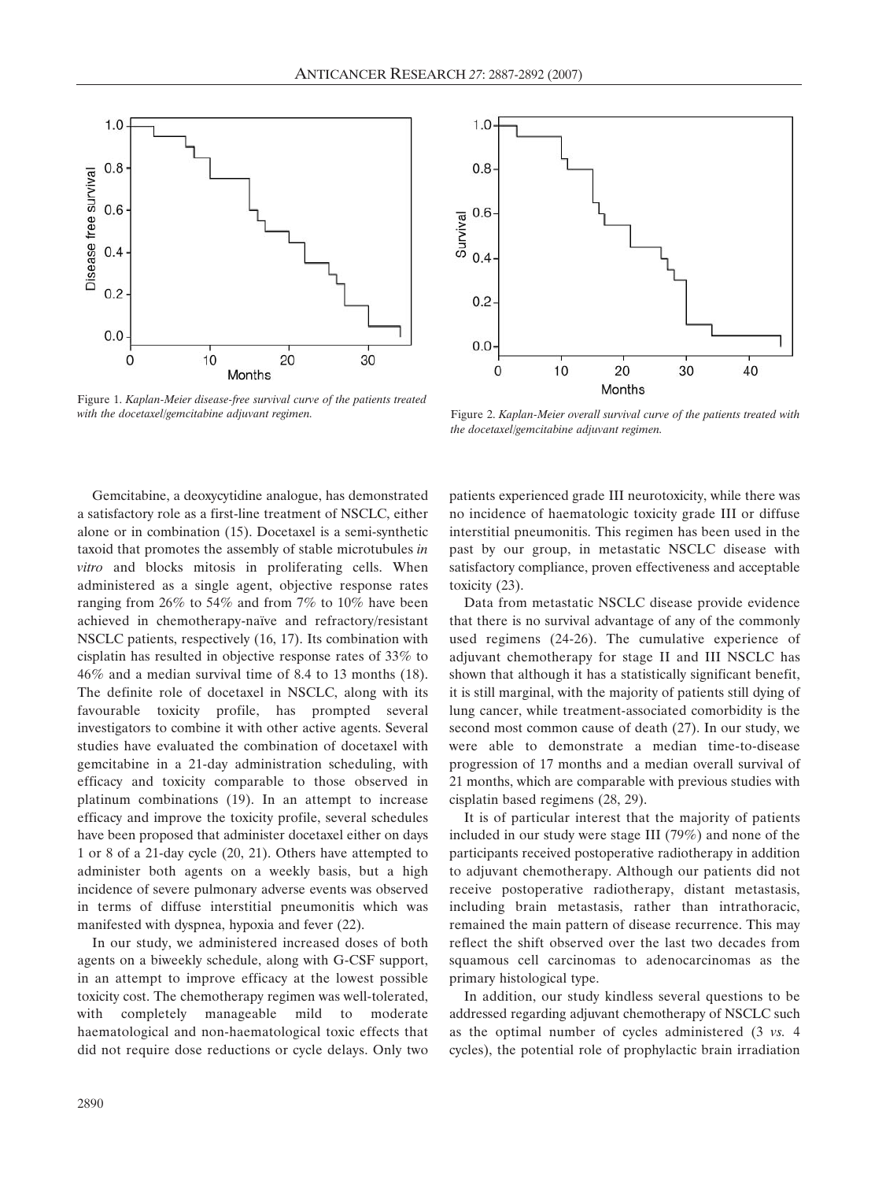Figure 1. *Kaplan-Meier disease-free survival curve of the patients treated with the docetaxel/gemcitabine adjuvant regimen.*

Figure 2. *Kaplan-Meier overall survival curve of the patients treated with the docetaxel/gemcitabine adjuvant regimen.*

Gemcitabine, a deoxycytidine analogue, has demonstrated a satisfactory role as a first-line treatment of NSCLC, either alone or in combination (15). Docetaxel is a semi-synthetic taxoid that promotes the assembly of stable microtubules *in vitro* and blocks mitosis in proliferating cells. When administered as a single agent, objective response rates ranging from 26% to 54% and from 7% to 10% have been achieved in chemotherapy-naïve and refractory/resistant NSCLC patients, respectively (16, 17). Its combination with cisplatin has resulted in objective response rates of 33% to 46% and a median survival time of 8.4 to 13 months (18). The definite role of docetaxel in NSCLC, along with its favourable toxicity profile, has prompted several investigators to combine it with other active agents. Several studies have evaluated the combination of docetaxel with gemcitabine in a 21-day administration scheduling, with efficacy and toxicity comparable to those observed in platinum combinations (19). In an attempt to increase efficacy and improve the toxicity profile, several schedules have been proposed that administer docetaxel either on days 1 or 8 of a 21-day cycle (20, 21). Others have attempted to administer both agents on a weekly basis, but a high incidence of severe pulmonary adverse events was observed in terms of diffuse interstitial pneumonitis which was manifested with dyspnea, hypoxia and fever (22).

In our study, we administered increased doses of both agents on a biweekly schedule, along with G-CSF support, in an attempt to improve efficacy at the lowest possible toxicity cost. The chemotherapy regimen was well-tolerated, with completely manageable mild to moderate haematological and non-haematological toxic effects that did not require dose reductions or cycle delays. Only two patients experienced grade III neurotoxicity, while there was no incidence of haematologic toxicity grade III or diffuse interstitial pneumonitis. This regimen has been used in the past by our group, in metastatic NSCLC disease with satisfactory compliance, proven effectiveness and acceptable toxicity (23).

Data from metastatic NSCLC disease provide evidence that there is no survival advantage of any of the commonly used regimens (24-26). The cumulative experience of adjuvant chemotherapy for stage II and III NSCLC has shown that although it has a statistically significant benefit, it is still marginal, with the majority of patients still dying of lung cancer, while treatment-associated comorbidity is the second most common cause of death (27). In our study, we were able to demonstrate a median time-to-disease progression of 17 months and a median overall survival of 21 months, which are comparable with previous studies with cisplatin based regimens (28, 29).

It is of particular interest that the majority of patients included in our study were stage III (79%) and none of the participants received postoperative radiotherapy in addition to adjuvant chemotherapy. Although our patients did not receive postoperative radiotherapy, distant metastasis, including brain metastasis, rather than intrathoracic, remained the main pattern of disease recurrence. This may reflect the shift observed over the last two decades from squamous cell carcinomas to adenocarcinomas as the primary histological type.

In addition, our study kindless several questions to be addressed regarding adjuvant chemotherapy of NSCLC such as the optimal number of cycles administered (3 *vs.* 4 cycles), the potential role of prophylactic brain irradiation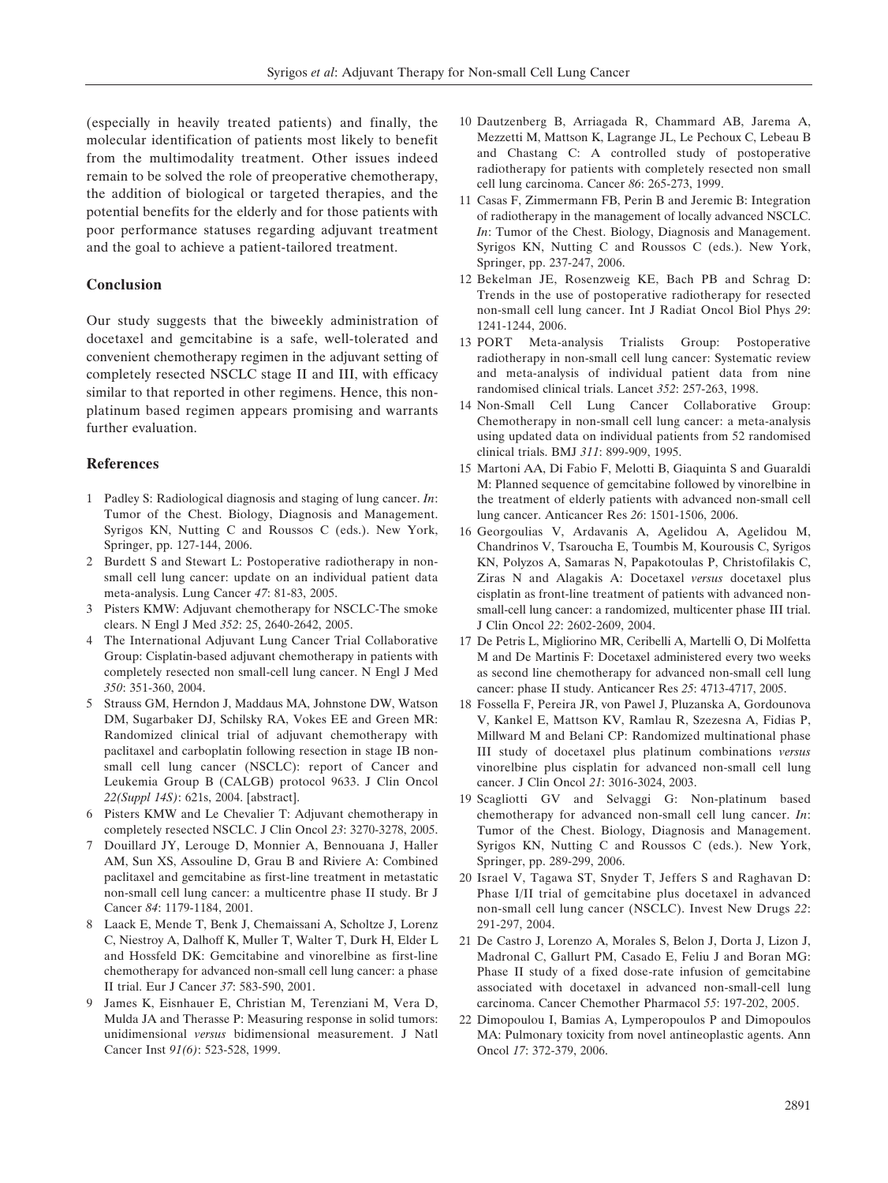(especially in heavily treated patients) and finally, the molecular identification of patients most likely to benefit from the multimodality treatment. Other issues indeed remain to be solved the role of preoperative chemotherapy, the addition of biological or targeted therapies, and the potential benefits for the elderly and for those patients with poor performance statuses regarding adjuvant treatment and the goal to achieve a patient-tailored treatment.

## Conclusion

Our study suggests that the biweekly administration of docetaxel and gemcitabine is a safe, well-tolerated and convenient chemotherapy regimen in the adjuvant setting of completely resected NSCLC stage II and III, with efficacy similar to that reported in other regimens. Hence, this non-platinum based regimen appears promising and warrants further evaluation.

## References

1. Padley S: Radiological diagnosis and staging of lung cancer. *In*: Tumor of the Chest. Biology, Diagnosis and Management. Syrigos KN, Nutting C and Roussos C (eds.). New York, Springer, pp. 127-144, 2006.
2. Burdett S and Stewart L: Postoperative radiotherapy in non-small cell lung cancer: update on an individual patient data meta-analysis. Lung Cancer *47*: 81-83, 2005.
3. Pisters KMW: Adjuvant chemotherapy for NSCLC-The smoke clears. N Engl J Med *352*: 25, 2640-2642, 2005.
4. The International Adjuvant Lung Cancer Trial Collaborative Group: Cisplatin-based adjuvant chemotherapy in patients with completely resected non small-cell lung cancer. N Engl J Med *350*: 351-360, 2004.
5. Strauss GM, Herndon J, Maddaus MA, Johnstone DW, Watson DM, Sugarbaker DJ, Schilsky RA, Vokes EE and Green MR: Randomized clinical trial of adjuvant chemotherapy with paclitaxel and carboplatin following resection in stage IB non-small cell lung cancer (NSCLC): report of Cancer and Leukemia Group B (CALGB) protocol 9633. J Clin Oncol *22(Suppl 14S)*: 621s, 2004. [abstract].
6. Pisters KMW and Le Chevalier T: Adjuvant chemotherapy in completely resected NSCLC. J Clin Oncol *23*: 3270-3278, 2005.
7. Douillard JY, Lerouge D, Monnier A, Bennouana J, Haller AM, Sun XS, Assouline D, Grau B and Riviere A: Combined paclitaxel and gemcitabine as first-line treatment in metastatic non-small cell lung cancer: a multicentre phase II study. Br J Cancer *84*: 1179-1184, 2001.
8. Laack E, Mende T, Benk J, Chemaissani A, Scholtze J, Lorenz C, Niestroy A, Dalhoff K, Muller T, Walter T, Durk H, Elder L and Hossfeld DK: Gemcitabine and vinorelbine as first-line chemotherapy for advanced non-small cell lung cancer: a phase II trial. Eur J Cancer *37*: 583-590, 2001.
9. James K, Eisnhauer E, Christian M, Terenziani M, Vera D, Mulda JA and Therasse P: Measuring response in solid tumors: unidimensional *versus* bidimensional measurement. J Natl Cancer Inst *91(6)*: 523-528, 1999.
10. Dautzenberg B, Arriagada R, Chammard AB, Jarema A, Mezzetti M, Mattson K, Lagrange JL, Le Pechoux C, Lebeau B and Chastang C: A controlled study of postoperative radiotherapy for patients with completely resected non small cell lung carcinoma. Cancer *86*: 265-273, 1999.
11. Casas F, Zimmermann FB, Perin B and Jeremic B: Integration of radiotherapy in the management of locally advanced NSCLC. *In*: Tumor of the Chest. Biology, Diagnosis and Management. Syrigos KN, Nutting C and Roussos C (eds.). New York, Springer, pp. 237-247, 2006.
12. Bekelman JE, Rosenzweig KE, Bach PB and Schrag D: Trends in the use of postoperative radiotherapy for resected non-small cell lung cancer. Int J Radiat Oncol Biol Phys *29*: 1241-1244, 2006.
13. PORT Meta-analysis Trialists Group: Postoperative radiotherapy in non-small cell lung cancer: Systematic review and meta-analysis of individual patient data from nine randomised clinical trials. Lancet *352*: 257-263, 1998.
14. Non-Small Cell Lung Cancer Collaborative Group: Chemotherapy in non-small cell lung cancer: a meta-analysis using updated data on individual patients from 52 randomised clinical trials. BMJ *311*: 899-909, 1995.
15. Martoni AA, Di Fabio F, Melotti B, Giaquinta S and Guaraldi M: Planned sequence of gemcitabine followed by vinorelbine in the treatment of elderly patients with advanced non-small cell lung cancer. Anticancer Res *26*: 1501-1506, 2006.
16. Georgoulias V, Ardavanis A, Agelidou A, Agelidou M, Chandrinos V, Tsaroucha E, Toumbis M, Kourousis C, Syrigos KN, Polyzos A, Samaras N, Papakotoulas P, Christofilakis C, Ziras N and Alagakis A: Docetaxel *versus* docetaxel plus cisplatin as front-line treatment of patients with advanced non-small-cell lung cancer: a randomized, multicenter phase III trial. J Clin Oncol *22*: 2602-2609, 2004.
17. De Petris L, Migliorino MR, Ceribelli A, Martelli O, Di Molfetta M and De Martinis F: Docetaxel administered every two weeks as second line chemotherapy for advanced non-small cell lung cancer: phase II study. Anticancer Res *25*: 4713-4717, 2005.
18. Fossella F, Pereira JR, von Pawel J, Pluzanska A, Gordounova V, Kankel E, Mattson KV, Ramlau R, Szezesna A, Fidias P, Millward M and Belani CP: Randomized multinational phase III study of docetaxel plus platinum combinations *versus* vinorelbine plus cisplatin for advanced non-small cell lung cancer. J Clin Oncol *21*: 3016-3024, 2003.
19. Scagliotti GV and Selvaggi G: Non-platinum based chemotherapy for advanced non-small cell lung cancer. *In*: Tumor of the Chest. Biology, Diagnosis and Management. Syrigos KN, Nutting C and Roussos C (eds.). New York, Springer, pp. 289-299, 2006.
20. Israel V, Tagawa ST, Snyder T, Jeffers S and Raghavan D: Phase I/II trial of gemcitabine plus docetaxel in advanced non-small cell lung cancer (NSCLC). Invest New Drugs *22*: 291-297, 2004.
21. De Castro J, Lorenzo A, Morales S, Belon J, Dorta J, Lizon J, Madronal C, Gallurt PM, Casado E, Feliu J and Boran MG: Phase II study of a fixed dose-rate infusion of gemcitabine associated with docetaxel in advanced non-small-cell lung carcinoma. Cancer Chemother Pharmacol *55*: 197-202, 2005.
22. Dimopoulou I, Bamias A, Lymperopoulos P and Dimopoulos MA: Pulmonary toxicity from novel antineoplastic agents. Ann Oncol *17*: 372-379, 2006.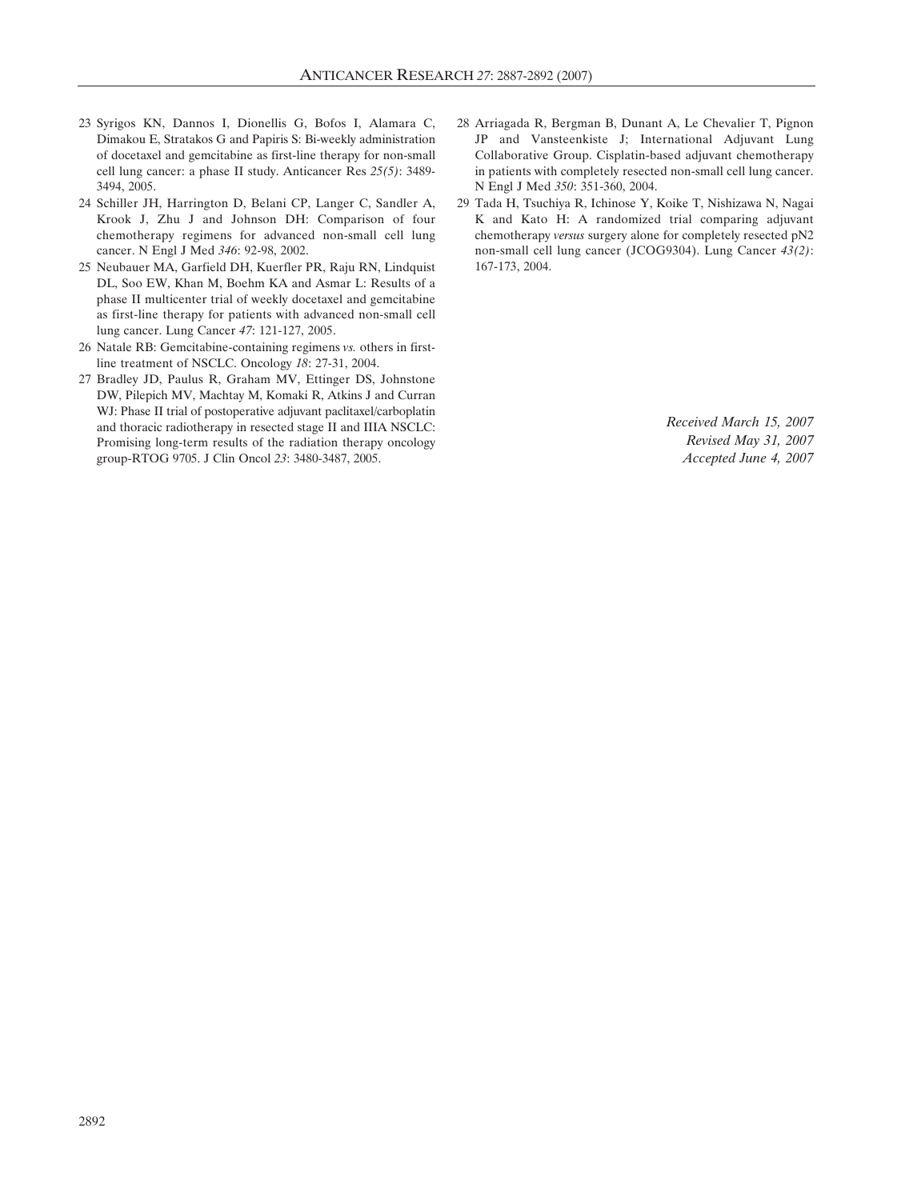23 Syrigos KN, Dannos I, Dionellis G, Bofos I, Alamara C, Dimakou E, Stratakos G and Papiris S: Bi-weekly administration of docetaxel and gemcitabine as first-line therapy for non-small cell lung cancer: a phase II study. Anticancer Res *25(5)*: 3489-3494, 2005.

24 Schiller JH, Harrington D, Belani CP, Langer C, Sandler A, Krook J, Zhu J and Johnson DH: Comparison of four chemotherapy regimens for advanced non-small cell lung cancer. N Engl J Med *346*: 92-98, 2002.

25 Neubauer MA, Garfield DH, Kuerfler PR, Raju RN, Lindquist DL, Soo EW, Khan M, Boehm KA and Asmar L: Results of a phase II multicenter trial of weekly docetaxel and gemcitabine as first-line therapy for patients with advanced non-small cell lung cancer. Lung Cancer *47*: 121-127, 2005.

26 Natale RB: Gemcitabine-containing regimens *vs.* others in first-line treatment of NSCLC. Oncology *18*: 27-31, 2004.

27 Bradley JD, Paulus R, Graham MV, Ettinger DS, Johnstone DW, Pilepich MV, Machtay M, Komaki R, Atkins J and Curran WJ: Phase II trial of postoperative adjuvant paclitaxel/carboplatin and thoracic radiotherapy in resected stage II and IIIA NSCLC: Promising long-term results of the radiation therapy oncology group-RTOG 9705. J Clin Oncol *23*: 3480-3487, 2005.

28 Arriagada R, Bergman B, Dunant A, Le Chevalier T, Pignon JP and Vansteenkiste J; International Adjuvant Lung Collaborative Group. Cisplatin-based adjuvant chemotherapy in patients with completely resected non-small cell lung cancer. N Engl J Med *350*: 351-360, 2004.

29 Tada H, Tsuchiya R, Ichinose Y, Koike T, Nishizawa N, Nagai K and Kato H: A randomized trial comparing adjuvant chemotherapy *versus* surgery alone for completely resected pN2 non-small cell lung cancer (JCOG9304). Lung Cancer *43(2)*: 167-173, 2004.

*Received March 15, 2007*
*Revised May 31, 2007*
*Accepted June 4, 2007*